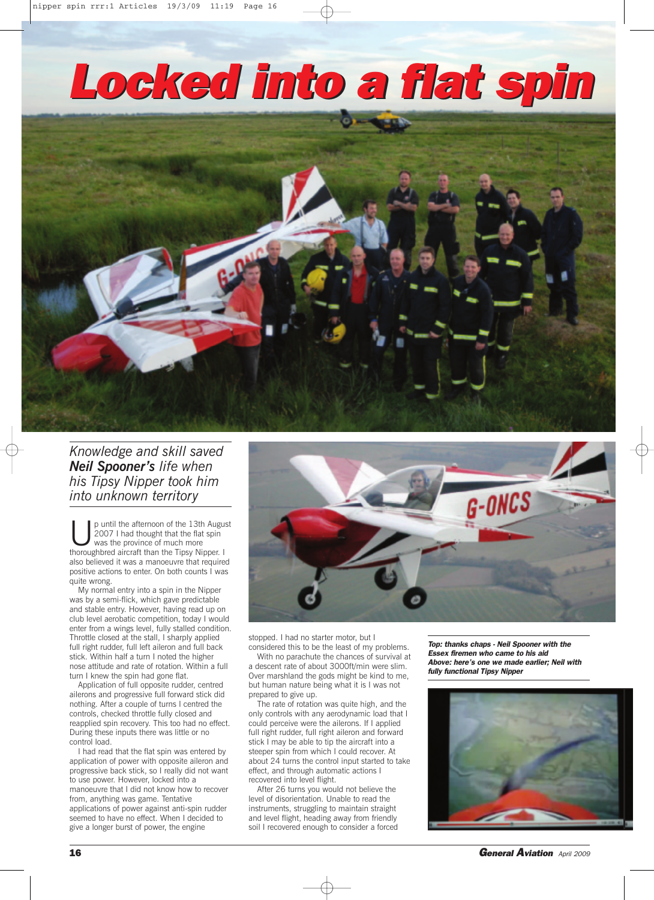# Locked into a flat spin

*Knowledge and skill saved* ***Neil Spooner's*** *life when his Tipsy Nipper took him into unknown territory*

Up until the afternoon of the 13th August 2007 I had thought that the flat spin was the province of much more thoroughbred aircraft than the Tipsy Nipper. I also believed it was a manoeuvre that required positive actions to enter. On both counts I was quite wrong.

My normal entry into a spin in the Nipper was by a semi-flick, which gave predictable and stable entry. However, having read up on club level aerobatic competition, today I would enter from a wings level, fully stalled condition. Throttle closed at the stall, I sharply applied full right rudder, full left aileron and full back stick. Within half a turn I noted the higher nose attitude and rate of rotation. Within a full turn I knew the spin had gone flat.

Application of full opposite rudder, centred ailerons and progressive full forward stick did nothing. After a couple of turns I centred the controls, checked throttle fully closed and reapplied spin recovery. This too had no effect. During these inputs there was little or no control load.

I had read that the flat spin was entered by application of power with opposite aileron and progressive back stick, so I really did not want to use power. However, locked into a manoeuvre that I did not know how to recover from, anything was game. Tentative applications of power against anti-spin rudder seemed to have no effect. When I decided to give a longer burst of power, the engine stopped. I had no starter motor, but I considered this to be the least of my problems.

With no parachute the chances of survival at a descent rate of about 3000ft/min were slim. Over marshland the gods might be kind to me, but human nature being what it is I was not prepared to give up.

The rate of rotation was quite high, and the only controls with any aerodynamic load that I could perceive were the ailerons. If I applied full right rudder, full right aileron and forward stick I may be able to tip the aircraft into a steeper spin from which I could recover. At about 24 turns the control input started to take effect, and through automatic actions I recovered into level flight.

After 26 turns you would not believe the level of disorientation. Unable to read the instruments, struggling to maintain straight and level flight, heading away from friendly soil I recovered enough to consider a forced

***Top: thanks chaps - Neil Spooner with the Essex firemen who came to his aid***
***Above: here's one we made earlier; Neil with fully functional Tipsy Nipper***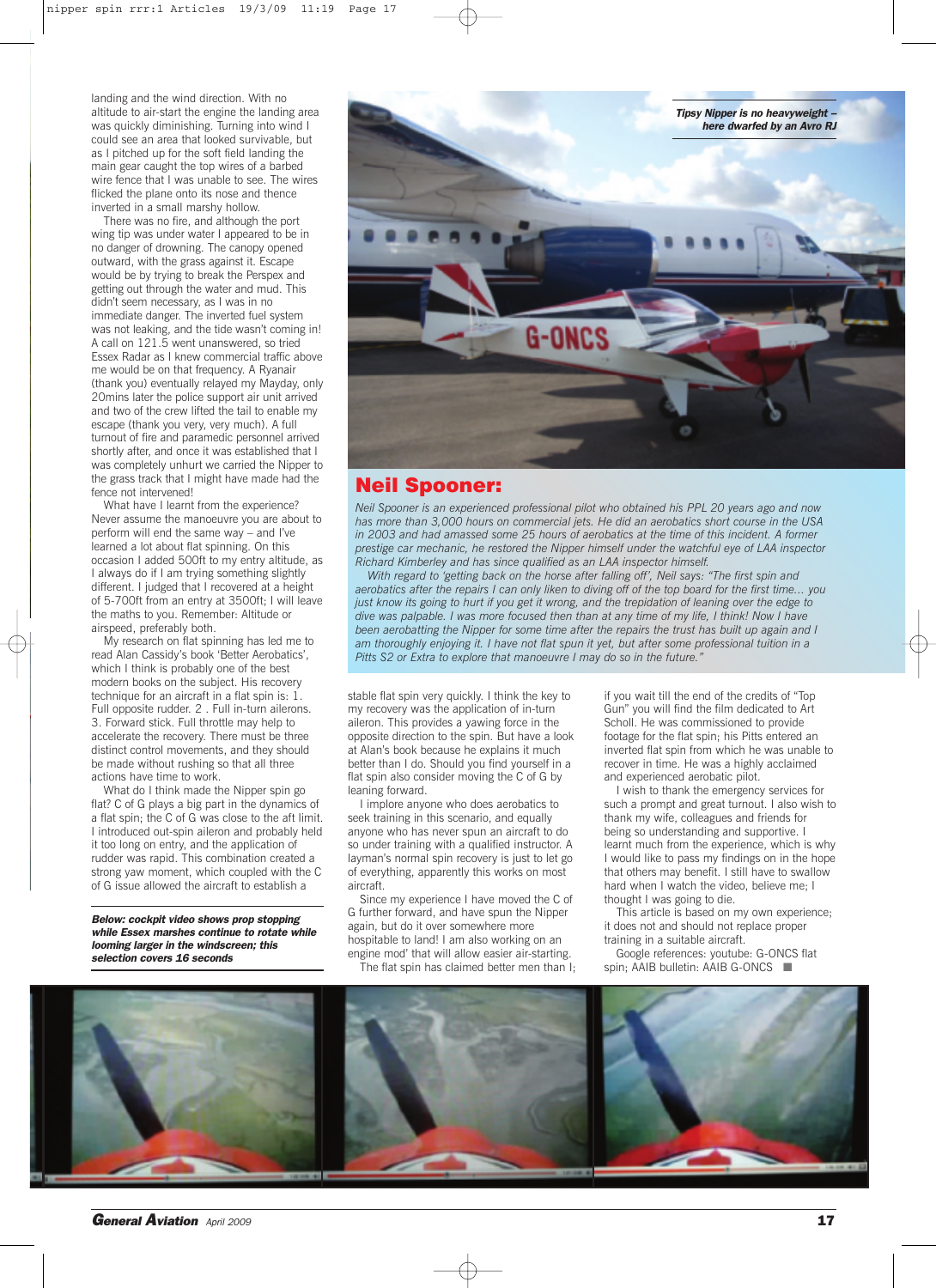landing and the wind direction. With no altitude to air-start the engine the landing area was quickly diminishing. Turning into wind I could see an area that looked survivable, but as I pitched up for the soft field landing the main gear caught the top wires of a barbed wire fence that I was unable to see. The wires flicked the plane onto its nose and thence inverted in a small marshy hollow.

There was no fire, and although the port wing tip was under water I appeared to be in no danger of drowning. The canopy opened outward, with the grass against it. Escape would be by trying to break the Perspex and getting out through the water and mud. This didn't seem necessary, as I was in no immediate danger. The inverted fuel system was not leaking, and the tide wasn't coming in! A call on 121.5 went unanswered, so tried Essex Radar as I knew commercial traffic above me would be on that frequency. A Ryanair (thank you) eventually relayed my Mayday, only 20mins later the police support air unit arrived and two of the crew lifted the tail to enable my escape (thank you very, very much). A full turnout of fire and paramedic personnel arrived shortly after, and once it was established that I was completely unhurt we carried the Nipper to the grass track that I might have made had the fence not intervened!

What have I learnt from the experience? Never assume the manoeuvre you are about to perform will end the same way – and I've learned a lot about flat spinning. On this occasion I added 500ft to my entry altitude, as I always do if I am trying something slightly different. I judged that I recovered at a height of 5-700ft from an entry at 3500ft; I will leave the maths to you. Remember: Altitude or airspeed, preferably both.

My research on flat spinning has led me to read Alan Cassidy's book 'Better Aerobatics', which I think is probably one of the best modern books on the subject. His recovery technique for an aircraft in a flat spin is: 1. Full opposite rudder. 2 . Full in-turn ailerons. 3. Forward stick. Full throttle may help to accelerate the recovery. There must be three distinct control movements, and they should be made without rushing so that all three actions have time to work.

What do I think made the Nipper spin go flat? C of G plays a big part in the dynamics of a flat spin; the C of G was close to the aft limit. I introduced out-spin aileron and probably held it too long on entry, and the application of rudder was rapid. This combination created a strong yaw moment, which coupled with the C of G issue allowed the aircraft to establish a stable flat spin very quickly. I think the key to my recovery was the application of in-turn aileron. This provides a yawing force in the opposite direction to the spin. But have a look at Alan's book because he explains it much better than I do. Should you find yourself in a flat spin also consider moving the C of G by leaning forward.

I implore anyone who does aerobatics to seek training in this scenario, and equally anyone who has never spun an aircraft to do so under training with a qualified instructor. A layman's normal spin recovery is just to let go of everything, apparently this works on most aircraft.

Since my experience I have moved the C of G further forward, and have spun the Nipper again, but do it over somewhere more hospitable to land! I am also working on an engine mod' that will allow easier air-starting.

The flat spin has claimed better men than I; if you wait till the end of the credits of "Top Gun" you will find the film dedicated to Art Scholl. He was commissioned to provide footage for the flat spin; his Pitts entered an inverted flat spin from which he was unable to recover in time. He was a highly acclaimed and experienced aerobatic pilot.

I wish to thank the emergency services for such a prompt and great turnout. I also wish to thank my wife, colleagues and friends for being so understanding and supportive. I learnt much from the experience, which is why I would like to pass my findings on in the hope that others may benefit. I still have to swallow hard when I watch the video, believe me; I thought I was going to die.

This article is based on my own experience; it does not and should not replace proper training in a suitable aircraft.

Google references: youtube: G-ONCS flat spin; AAIB bulletin: AAIB G-ONCS ■

***Tipsy Nipper is no heavyweight – here dwarfed by an Avro RJ***

## Neil Spooner:

*Neil Spooner is an experienced professional pilot who obtained his PPL 20 years ago and now has more than 3,000 hours on commercial jets. He did an aerobatics short course in the USA in 2003 and had amassed some 25 hours of aerobatics at the time of this incident. A former prestige car mechanic, he restored the Nipper himself under the watchful eye of LAA inspector Richard Kimberley and has since qualified as an LAA inspector himself.*

*With regard to 'getting back on the horse after falling off', Neil says: "The first spin and aerobatics after the repairs I can only liken to diving off of the top board for the first time... you just know its going to hurt if you get it wrong, and the trepidation of leaning over the edge to dive was palpable. I was more focused then than at any time of my life, I think! Now I have been aerobatting the Nipper for some time after the repairs the trust has built up again and I am thoroughly enjoying it. I have not flat spun it yet, but after some professional tuition in a Pitts S2 or Extra to explore that manoeuvre I may do so in the future."*

***Below: cockpit video shows prop stopping while Essex marshes continue to rotate while looming larger in the windscreen; this selection covers 16 seconds***